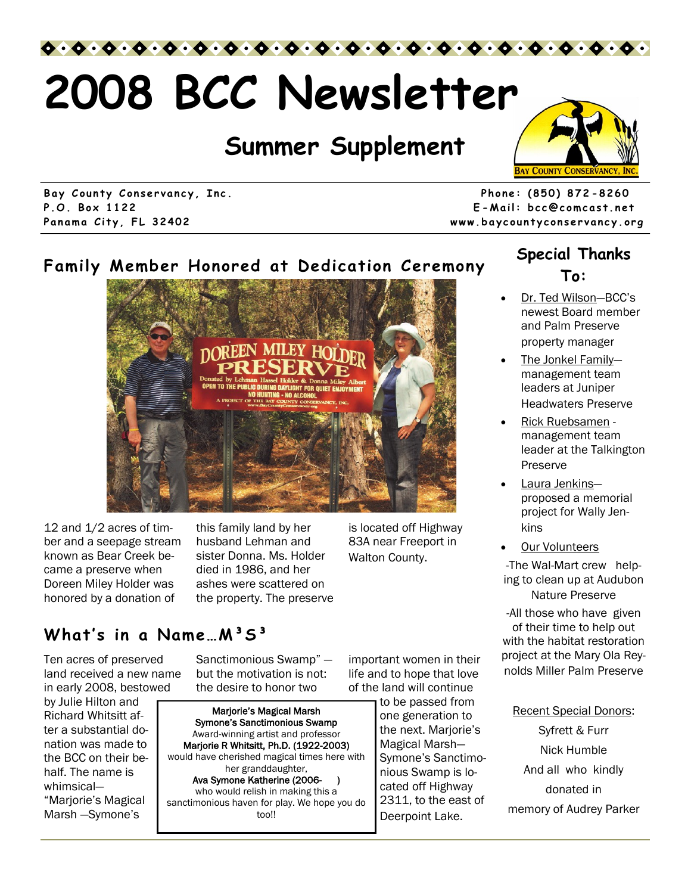# 2008 BCC Newsletter

## Summer Supplement

Bay County Conservancy, Inc.
P.O. Box 1122
Panama City, FL 32402

Phone: (850) 872-8260
E-Mail: bcc@comcast.net
www.baycountyconservancy.org

## Family Member Honored at Dedication Ceremony

12 and 1/2 acres of timber and a seepage stream known as Bear Creek became a preserve when Doreen Miley Holder was honored by a donation of this family land by her husband Lehman and sister Donna. Ms. Holder died in 1986, and her ashes were scattered on the property. The preserve is located off Highway 83A near Freeport in Walton County.

## What's in a Name…M³S³

Ten acres of preserved land received a new name in early 2008, bestowed by Julie Hilton and Richard Whitsitt after a substantial donation was made to the BCC on their behalf. The name is whimsical—"Marjorie's Magical Marsh —Symone's Sanctimonious Swamp" —but the motivation is not: the desire to honor two important women in their life and to hope that love of the land will continue to be passed from one generation to the next. Marjorie's Magical Marsh—Symone's Sanctimonious Swamp is located off Highway 2311, to the east of Deerpoint Lake.

> **Marjorie's Magical Marsh**
> **Symone's Sanctimonious Swamp**
> Award-winning artist and professor
> **Marjorie R Whitsitt, Ph.D. (1922-2003)**
> would have cherished magical times here with her granddaughter,
> **Ava Symone Katherine (2006- )**
> who would relish in making this a sanctimonious haven for play. We hope you do too!!

## Special Thanks To:

- Dr. Ted Wilson—BCC's newest Board member and Palm Preserve property manager
- The Jonkel Family—management team leaders at Juniper Headwaters Preserve
- Rick Ruebsamen - management team leader at the Talkington Preserve
- Laura Jenkins—proposed a memorial project for Wally Jenkins
- Our Volunteers

-The Wal-Mart crew helping to clean up at Audubon Nature Preserve

-All those who have given of their time to help out with the habitat restoration project at the Mary Ola Reynolds Miller Palm Preserve

Recent Special Donors:

Syfrett & Furr

Nick Humble

And all who kindly donated in memory of Audrey Parker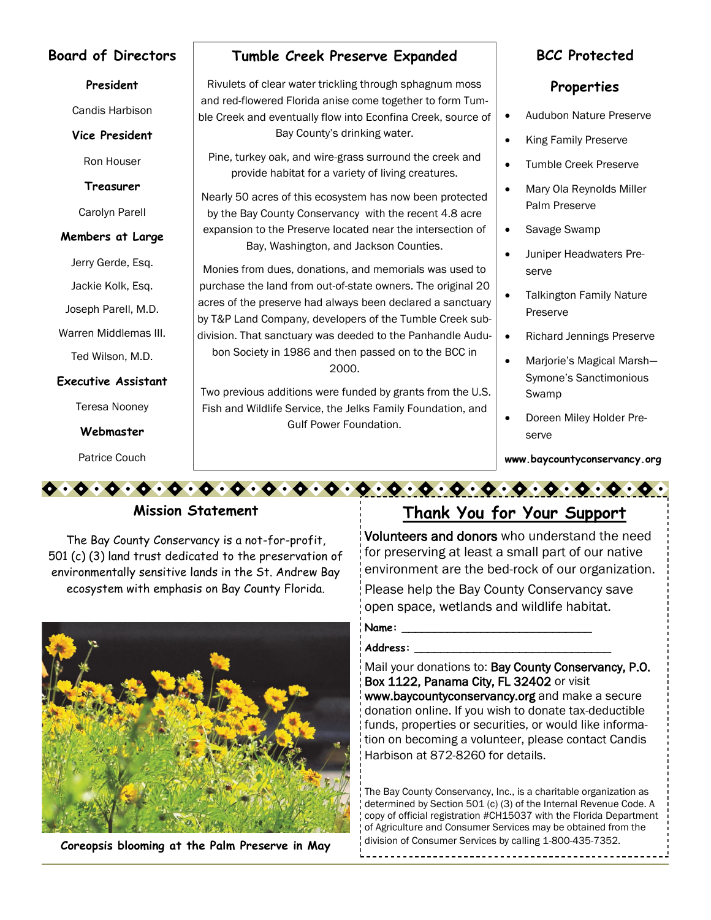## Board of Directors

**President**

Candis Harbison

**Vice President**

Ron Houser

**Treasurer**

Carolyn Parell

**Members at Large**

Jerry Gerde, Esq.

Jackie Kolk, Esq.

Joseph Parell, M.D.

Warren Middlemas III.

Ted Wilson, M.D.

**Executive Assistant**

Teresa Nooney

**Webmaster**

Patrice Couch

## Tumble Creek Preserve Expanded

Rivulets of clear water trickling through sphagnum moss and red-flowered Florida anise come together to form Tumble Creek and eventually flow into Econfina Creek, source of Bay County's drinking water.

Pine, turkey oak, and wire-grass surround the creek and provide habitat for a variety of living creatures.

Nearly 50 acres of this ecosystem has now been protected by the Bay County Conservancy with the recent 4.8 acre expansion to the Preserve located near the intersection of Bay, Washington, and Jackson Counties.

Monies from dues, donations, and memorials was used to purchase the land from out-of-state owners. The original 20 acres of the preserve had always been declared a sanctuary by T&P Land Company, developers of the Tumble Creek subdivision. That sanctuary was deeded to the Panhandle Audubon Society in 1986 and then passed on to the BCC in 2000.

Two previous additions were funded by grants from the U.S. Fish and Wildlife Service, the Jelks Family Foundation, and Gulf Power Foundation.

## BCC Protected Properties

- Audubon Nature Preserve
- King Family Preserve
- Tumble Creek Preserve
- Mary Ola Reynolds Miller Palm Preserve
- Savage Swamp
- Juniper Headwaters Preserve
- Talkington Family Nature Preserve
- Richard Jennings Preserve
- Marjorie's Magical Marsh—Symone's Sanctimonious Swamp
- Doreen Miley Holder Preserve

**www.baycountyconservancy.org**

## Mission Statement

The Bay County Conservancy is a not-for-profit, 501 (c) (3) land trust dedicated to the preservation of environmentally sensitive lands in the St. Andrew Bay ecosystem with emphasis on Bay County Florida.

**Coreopsis blooming at the Palm Preserve in May**

## Thank You for Your Support

**Volunteers and donors** who understand the need for preserving at least a small part of our native environment are the bed-rock of our organization.

Please help the Bay County Conservancy save open space, wetlands and wildlife habitat.

**Name:** ______________________________

**Address:** ______________________________

Mail your donations to: **Bay County Conservancy, P.O. Box 1122, Panama City, FL 32402** or visit **www.baycountyconservancy.org** and make a secure donation online. If you wish to donate tax-deductible funds, properties or securities, or would like information on becoming a volunteer, please contact Candis Harbison at 872-8260 for details.

The Bay County Conservancy, Inc., is a charitable organization as determined by Section 501 (c) (3) of the Internal Revenue Code. A copy of official registration #CH15037 with the Florida Department of Agriculture and Consumer Services may be obtained from the division of Consumer Services by calling 1-800-435-7352.